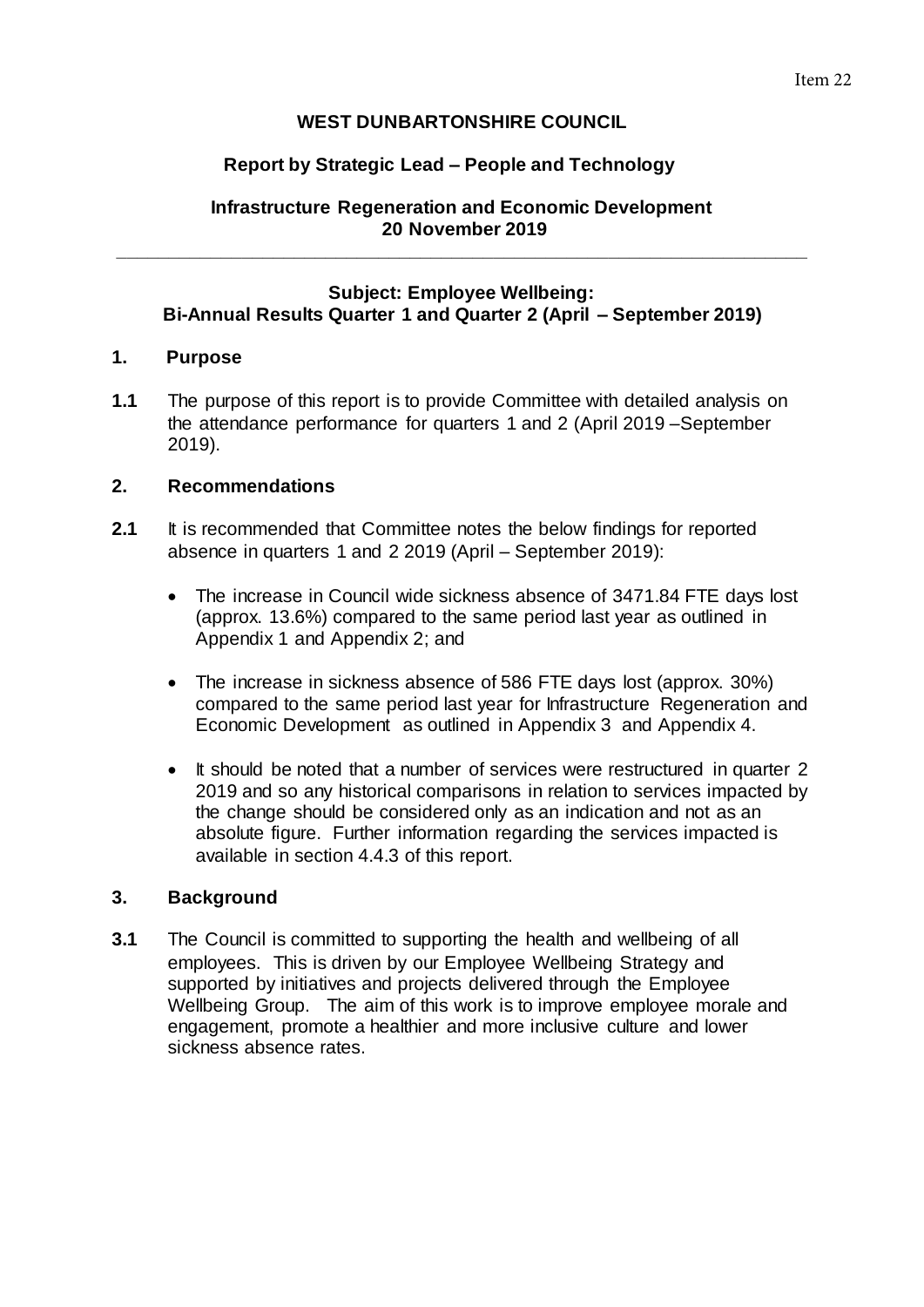Item 22

**WEST DUNBARTONSHIRE COUNCIL**

**Report by Strategic Lead – People and Technology**

**Infrastructure Regeneration and Economic Development**
**20 November 2019**

---

**Subject: Employee Wellbeing:**
**Bi-Annual Results Quarter 1 and Quarter 2 (April – September 2019)**

## 1. Purpose

**1.1** The purpose of this report is to provide Committee with detailed analysis on the attendance performance for quarters 1 and 2 (April 2019 –September 2019).

## 2. Recommendations

**2.1** It is recommended that Committee notes the below findings for reported absence in quarters 1 and 2 2019 (April – September 2019):

- The increase in Council wide sickness absence of 3471.84 FTE days lost (approx. 13.6%) compared to the same period last year as outlined in Appendix 1 and Appendix 2; and
- The increase in sickness absence of 586 FTE days lost (approx. 30%) compared to the same period last year for Infrastructure Regeneration and Economic Development as outlined in Appendix 3 and Appendix 4.
- It should be noted that a number of services were restructured in quarter 2 2019 and so any historical comparisons in relation to services impacted by the change should be considered only as an indication and not as an absolute figure. Further information regarding the services impacted is available in section 4.4.3 of this report.

## 3. Background

**3.1** The Council is committed to supporting the health and wellbeing of all employees. This is driven by our Employee Wellbeing Strategy and supported by initiatives and projects delivered through the Employee Wellbeing Group. The aim of this work is to improve employee morale and engagement, promote a healthier and more inclusive culture and lower sickness absence rates.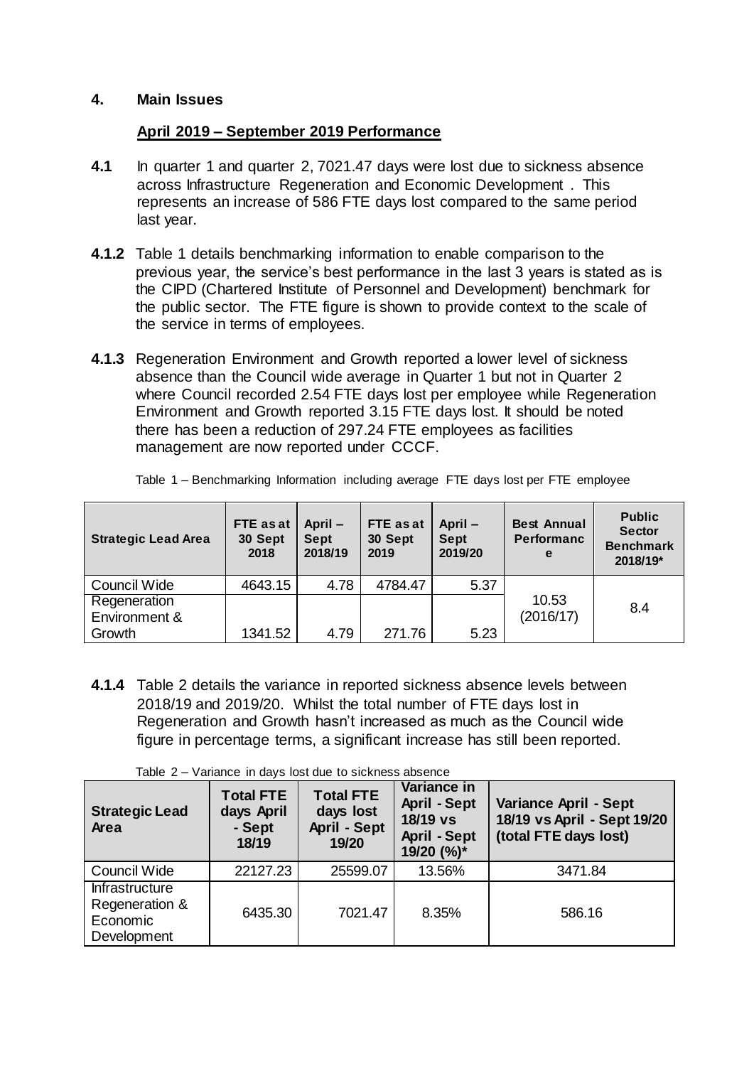## 4. Main Issues

### April 2019 – September 2019 Performance

**4.1** In quarter 1 and quarter 2, 7021.47 days were lost due to sickness absence across Infrastructure Regeneration and Economic Development . This represents an increase of 586 FTE days lost compared to the same period last year.

**4.1.2** Table 1 details benchmarking information to enable comparison to the previous year, the service's best performance in the last 3 years is stated as is the CIPD (Chartered Institute of Personnel and Development) benchmark for the public sector. The FTE figure is shown to provide context to the scale of the service in terms of employees.

**4.1.3** Regeneration Environment and Growth reported a lower level of sickness absence than the Council wide average in Quarter 1 but not in Quarter 2 where Council recorded 2.54 FTE days lost per employee while Regeneration Environment and Growth reported 3.15 FTE days lost. It should be noted there has been a reduction of 297.24 FTE employees as facilities management are now reported under CCCF.

Table 1 – Benchmarking Information including average FTE days lost per FTE employee

| Strategic Lead Area | FTE as at 30 Sept 2018 | April – Sept 2018/19 | FTE as at 30 Sept 2019 | April – Sept 2019/20 | Best Annual Performance | Public Sector Benchmark 2018/19* |
|---|---|---|---|---|---|---|
| Council Wide | 4643.15 | 4.78 | 4784.47 | 5.37 | 10.53 (2016/17) | 8.4 |
| Regeneration Environment & Growth | 1341.52 | 4.79 | 271.76 | 5.23 | | |

**4.1.4** Table 2 details the variance in reported sickness absence levels between 2018/19 and 2019/20. Whilst the total number of FTE days lost in Regeneration and Growth hasn't increased as much as the Council wide figure in percentage terms, a significant increase has still been reported.

Table 2 – Variance in days lost due to sickness absence

| Strategic Lead Area | Total FTE days April - Sept 18/19 | Total FTE days lost April - Sept 19/20 | Variance in April - Sept 18/19 vs April - Sept 19/20 (%)* | Variance April - Sept 18/19 vs April - Sept 19/20 (total FTE days lost) |
|---|---|---|---|---|
| Council Wide | 22127.23 | 25599.07 | 13.56% | 3471.84 |
| Infrastructure Regeneration & Economic Development | 6435.30 | 7021.47 | 8.35% | 586.16 |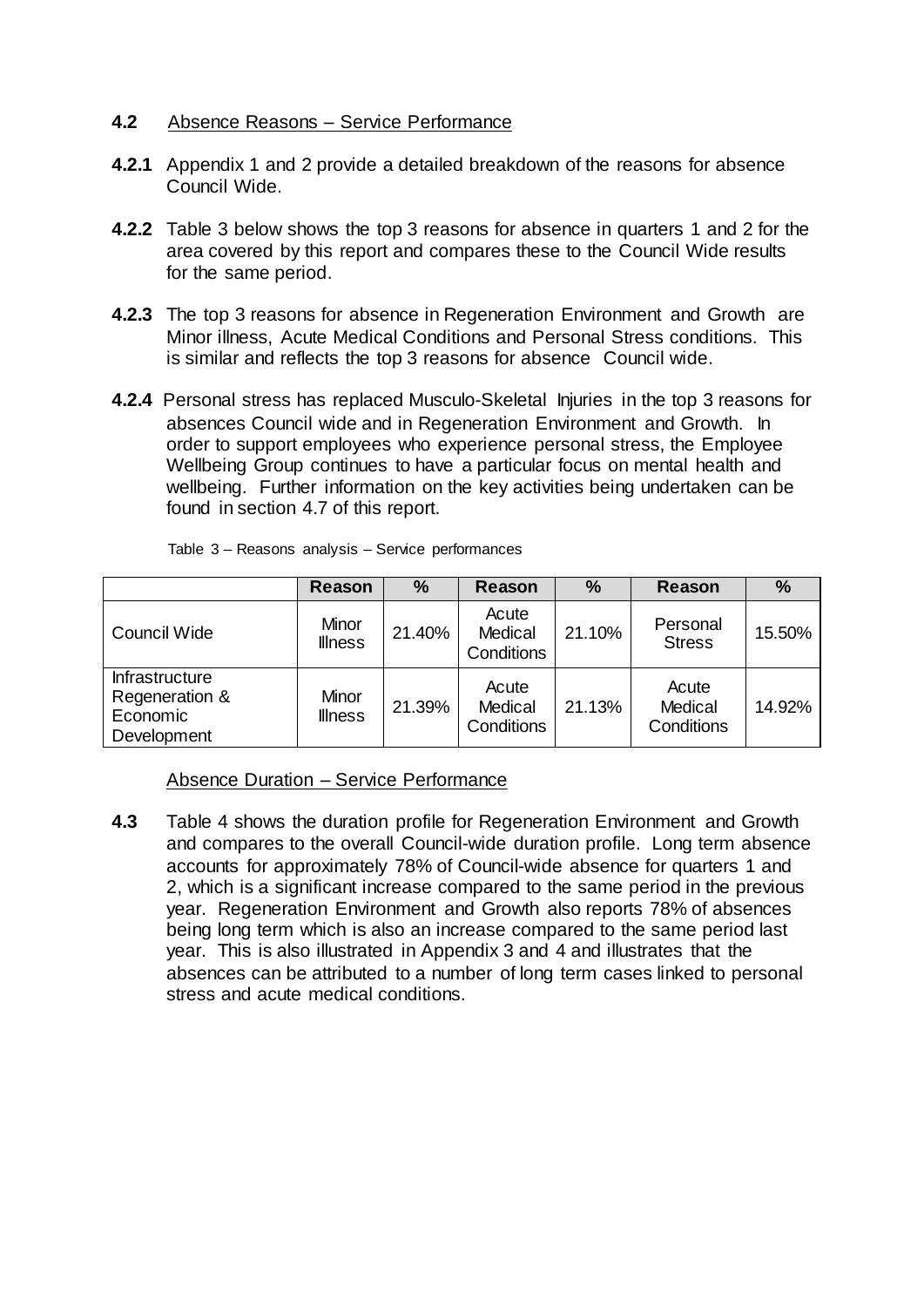**4.2** Absence Reasons – Service Performance

**4.2.1** Appendix 1 and 2 provide a detailed breakdown of the reasons for absence Council Wide.

**4.2.2** Table 3 below shows the top 3 reasons for absence in quarters 1 and 2 for the area covered by this report and compares these to the Council Wide results for the same period.

**4.2.3** The top 3 reasons for absence in Regeneration Environment and Growth are Minor illness, Acute Medical Conditions and Personal Stress conditions. This is similar and reflects the top 3 reasons for absence Council wide.

**4.2.4** Personal stress has replaced Musculo-Skeletal Injuries in the top 3 reasons for absences Council wide and in Regeneration Environment and Growth. In order to support employees who experience personal stress, the Employee Wellbeing Group continues to have a particular focus on mental health and wellbeing. Further information on the key activities being undertaken can be found in section 4.7 of this report.

Table 3 – Reasons analysis – Service performances

| | Reason | % | Reason | % | Reason | % |
|---|---|---|---|---|---|---|
| Council Wide | Minor Illness | 21.40% | Acute Medical Conditions | 21.10% | Personal Stress | 15.50% |
| Infrastructure Regeneration & Economic Development | Minor Illness | 21.39% | Acute Medical Conditions | 21.13% | Acute Medical Conditions | 14.92% |

Absence Duration – Service Performance

**4.3** Table 4 shows the duration profile for Regeneration Environment and Growth and compares to the overall Council-wide duration profile. Long term absence accounts for approximately 78% of Council-wide absence for quarters 1 and 2, which is a significant increase compared to the same period in the previous year. Regeneration Environment and Growth also reports 78% of absences being long term which is also an increase compared to the same period last year. This is also illustrated in Appendix 3 and 4 and illustrates that the absences can be attributed to a number of long term cases linked to personal stress and acute medical conditions.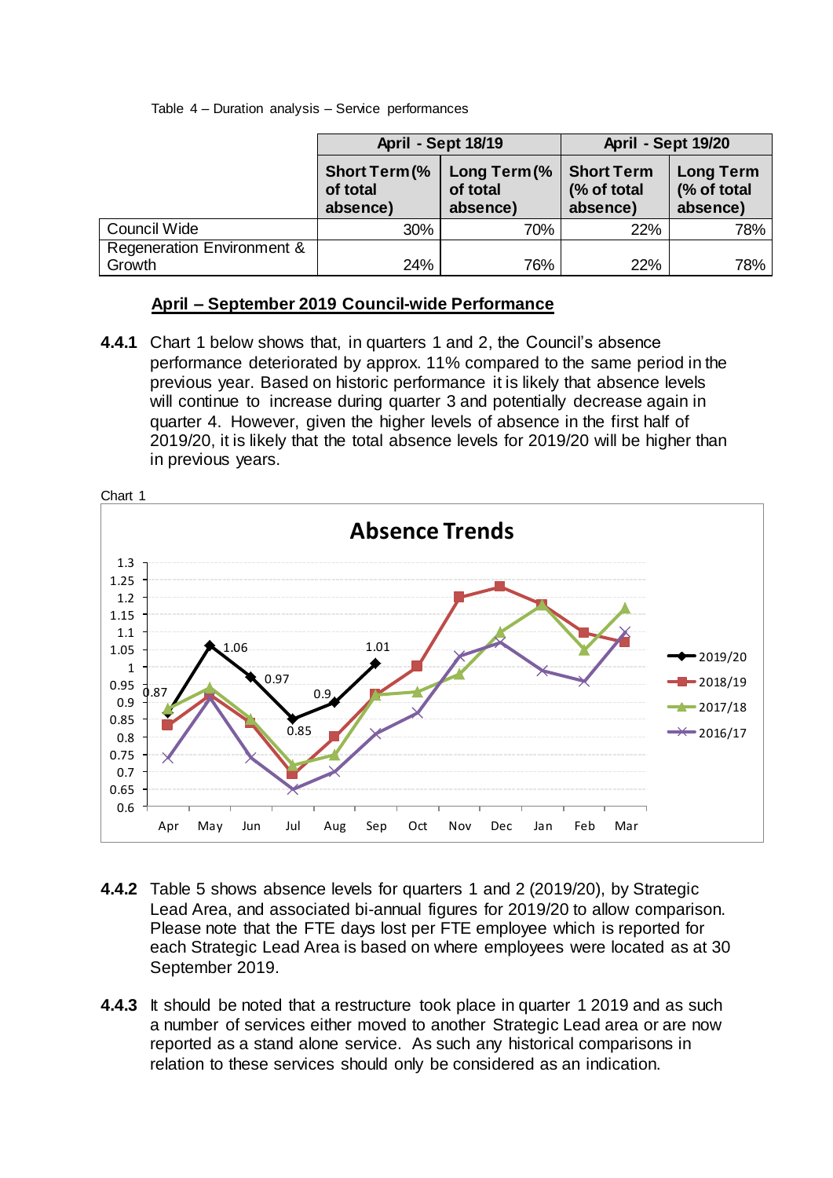Table 4 – Duration analysis – Service performances

| | April - Sept 18/19 | | April - Sept 19/20 | |
|---|---|---|---|---|
| | **Short Term (% of total absence)** | **Long Term (% of total absence)** | **Short Term (% of total absence)** | **Long Term (% of total absence)** |
| Council Wide | 30% | 70% | 22% | 78% |
| Regeneration Environment & Growth | 24% | 76% | 22% | 78% |

**April – September 2019 Council-wide Performance**

**4.4.1** Chart 1 below shows that, in quarters 1 and 2, the Council's absence performance deteriorated by approx. 11% compared to the same period in the previous year. Based on historic performance it is likely that absence levels will continue to increase during quarter 3 and potentially decrease again in quarter 4. However, given the higher levels of absence in the first half of 2019/20, it is likely that the total absence levels for 2019/20 will be higher than in previous years.

Chart 1

**Absence Trends**

2019/20 data labels: Apr 0.87, May 1.06, Jun 0.97, Jul 0.85, Aug 0.9, Sep 1.01

Series: 2019/20, 2018/19, 2017/18, 2016/17 (Apr – Mar)

**4.4.2** Table 5 shows absence levels for quarters 1 and 2 (2019/20), by Strategic Lead Area, and associated bi-annual figures for 2019/20 to allow comparison. Please note that the FTE days lost per FTE employee which is reported for each Strategic Lead Area is based on where employees were located as at 30 September 2019.

**4.4.3** It should be noted that a restructure took place in quarter 1 2019 and as such a number of services either moved to another Strategic Lead area or are now reported as a stand alone service. As such any historical comparisons in relation to these services should only be considered as an indication.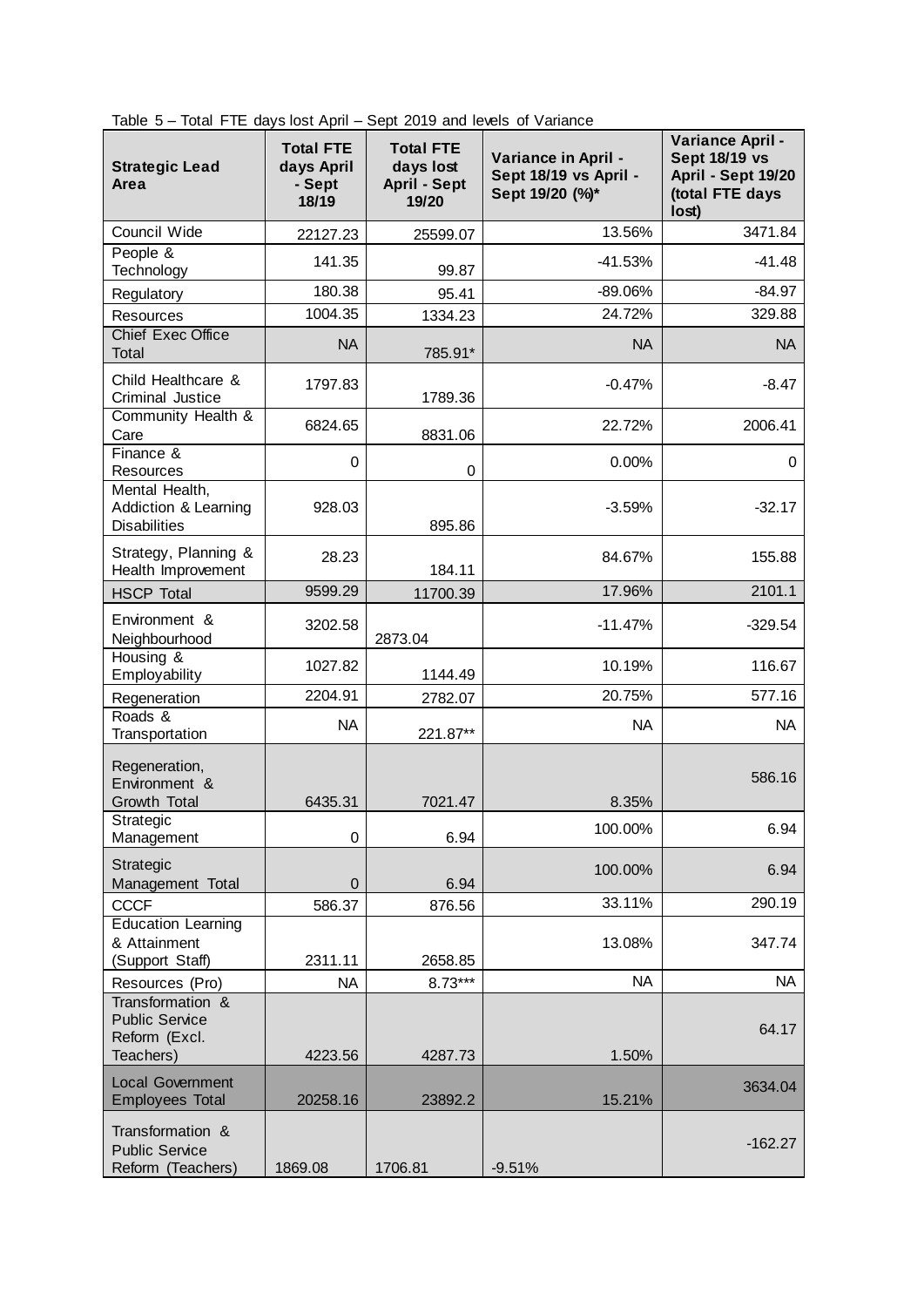Table 5 – Total FTE days lost April – Sept 2019 and levels of Variance

| Strategic Lead Area | Total FTE days April - Sept 18/19 | Total FTE days lost April - Sept 19/20 | Variance in April - Sept 18/19 vs April - Sept 19/20 (%)* | Variance April - Sept 18/19 vs April - Sept 19/20 (total FTE days lost) |
|---|---|---|---|---|
| Council Wide | 22127.23 | 25599.07 | 13.56% | 3471.84 |
| People & Technology | 141.35 | 99.87 | -41.53% | -41.48 |
| Regulatory | 180.38 | 95.41 | -89.06% | -84.97 |
| Resources | 1004.35 | 1334.23 | 24.72% | 329.88 |
| Chief Exec Office Total | NA | 785.91* | NA | NA |
| Child Healthcare & Criminal Justice | 1797.83 | 1789.36 | -0.47% | -8.47 |
| Community Health & Care | 6824.65 | 8831.06 | 22.72% | 2006.41 |
| Finance & Resources | 0 | 0 | 0.00% | 0 |
| Mental Health, Addiction & Learning Disabilities | 928.03 | 895.86 | -3.59% | -32.17 |
| Strategy, Planning & Health Improvement | 28.23 | 184.11 | 84.67% | 155.88 |
| HSCP Total | 9599.29 | 11700.39 | 17.96% | 2101.1 |
| Environment & Neighbourhood | 3202.58 | 2873.04 | -11.47% | -329.54 |
| Housing & Employability | 1027.82 | 1144.49 | 10.19% | 116.67 |
| Regeneration | 2204.91 | 2782.07 | 20.75% | 577.16 |
| Roads & Transportation | NA | 221.87** | NA | NA |
| Regeneration, Environment & Growth Total | 6435.31 | 7021.47 | 8.35% | 586.16 |
| Strategic Management | 0 | 6.94 | 100.00% | 6.94 |
| Strategic Management Total | 0 | 6.94 | 100.00% | 6.94 |
| CCCF | 586.37 | 876.56 | 33.11% | 290.19 |
| Education Learning & Attainment (Support Staff) | 2311.11 | 2658.85 | 13.08% | 347.74 |
| Resources (Pro) | NA | 8.73*** | NA | NA |
| Transformation & Public Service Reform (Excl. Teachers) | 4223.56 | 4287.73 | 1.50% | 64.17 |
| Local Government Employees Total | 20258.16 | 23892.2 | 15.21% | 3634.04 |
| Transformation & Public Service Reform (Teachers) | 1869.08 | 1706.81 | -9.51% | -162.27 |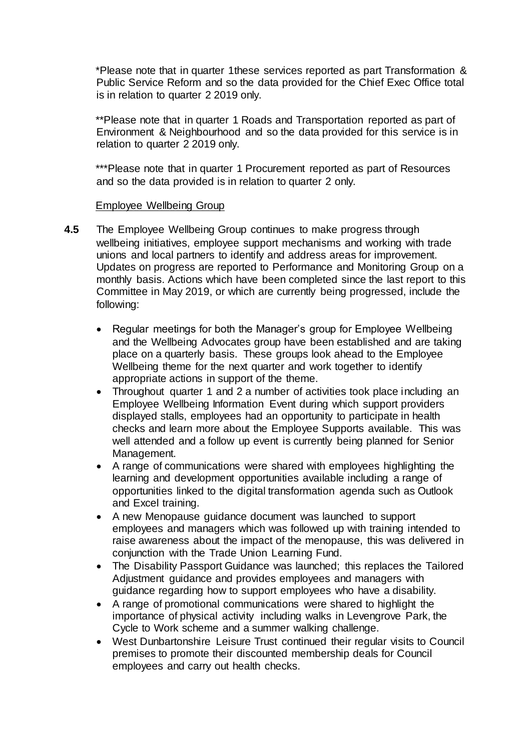*Please note that in quarter 1these services reported as part Transformation & Public Service Reform and so the data provided for the Chief Exec Office total is in relation to quarter 2 2019 only.

**Please note that in quarter 1 Roads and Transportation reported as part of Environment & Neighbourhood and so the data provided for this service is in relation to quarter 2 2019 only.

***Please note that in quarter 1 Procurement reported as part of Resources and so the data provided is in relation to quarter 2 only.

Employee Wellbeing Group

**4.5** The Employee Wellbeing Group continues to make progress through wellbeing initiatives, employee support mechanisms and working with trade unions and local partners to identify and address areas for improvement. Updates on progress are reported to Performance and Monitoring Group on a monthly basis. Actions which have been completed since the last report to this Committee in May 2019, or which are currently being progressed, include the following:

- Regular meetings for both the Manager's group for Employee Wellbeing and the Wellbeing Advocates group have been established and are taking place on a quarterly basis. These groups look ahead to the Employee Wellbeing theme for the next quarter and work together to identify appropriate actions in support of the theme.
- Throughout quarter 1 and 2 a number of activities took place including an Employee Wellbeing Information Event during which support providers displayed stalls, employees had an opportunity to participate in health checks and learn more about the Employee Supports available. This was well attended and a follow up event is currently being planned for Senior Management.
- A range of communications were shared with employees highlighting the learning and development opportunities available including a range of opportunities linked to the digital transformation agenda such as Outlook and Excel training.
- A new Menopause guidance document was launched to support employees and managers which was followed up with training intended to raise awareness about the impact of the menopause, this was delivered in conjunction with the Trade Union Learning Fund.
- The Disability Passport Guidance was launched; this replaces the Tailored Adjustment guidance and provides employees and managers with guidance regarding how to support employees who have a disability.
- A range of promotional communications were shared to highlight the importance of physical activity including walks in Levengrove Park, the Cycle to Work scheme and a summer walking challenge.
- West Dunbartonshire Leisure Trust continued their regular visits to Council premises to promote their discounted membership deals for Council employees and carry out health checks.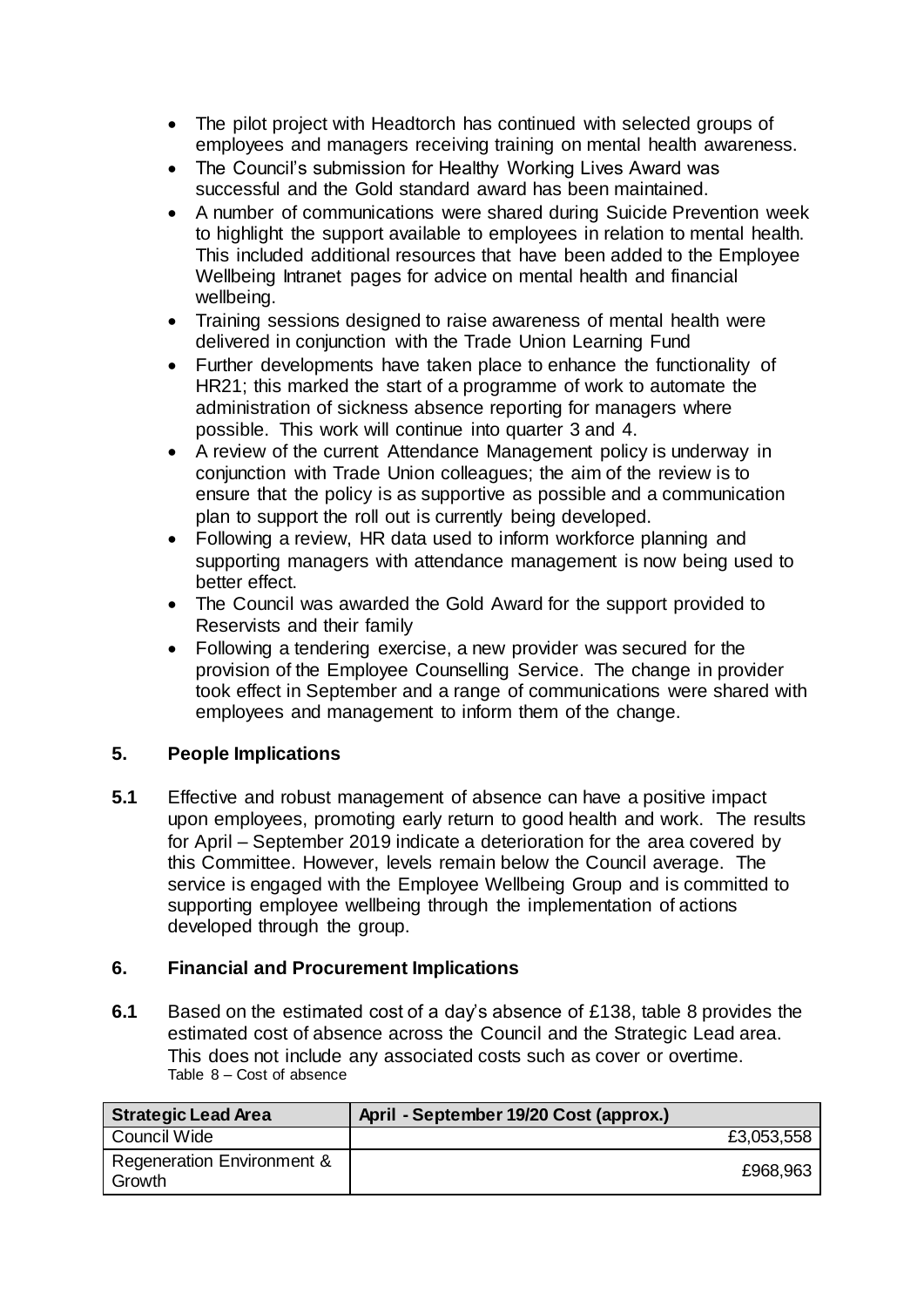- The pilot project with Headtorch has continued with selected groups of employees and managers receiving training on mental health awareness.
- The Council's submission for Healthy Working Lives Award was successful and the Gold standard award has been maintained.
- A number of communications were shared during Suicide Prevention week to highlight the support available to employees in relation to mental health. This included additional resources that have been added to the Employee Wellbeing Intranet pages for advice on mental health and financial wellbeing.
- Training sessions designed to raise awareness of mental health were delivered in conjunction with the Trade Union Learning Fund
- Further developments have taken place to enhance the functionality of HR21; this marked the start of a programme of work to automate the administration of sickness absence reporting for managers where possible. This work will continue into quarter 3 and 4.
- A review of the current Attendance Management policy is underway in conjunction with Trade Union colleagues; the aim of the review is to ensure that the policy is as supportive as possible and a communication plan to support the roll out is currently being developed.
- Following a review, HR data used to inform workforce planning and supporting managers with attendance management is now being used to better effect.
- The Council was awarded the Gold Award for the support provided to Reservists and their family
- Following a tendering exercise, a new provider was secured for the provision of the Employee Counselling Service. The change in provider took effect in September and a range of communications were shared with employees and management to inform them of the change.

## 5. People Implications

**5.1** Effective and robust management of absence can have a positive impact upon employees, promoting early return to good health and work. The results for April – September 2019 indicate a deterioration for the area covered by this Committee. However, levels remain below the Council average. The service is engaged with the Employee Wellbeing Group and is committed to supporting employee wellbeing through the implementation of actions developed through the group.

## 6. Financial and Procurement Implications

**6.1** Based on the estimated cost of a day's absence of £138, table 8 provides the estimated cost of absence across the Council and the Strategic Lead area. This does not include any associated costs such as cover or overtime.

Table 8 – Cost of absence

| Strategic Lead Area | April - September 19/20 Cost (approx.) |
|---|---|
| Council Wide | £3,053,558 |
| Regeneration Environment & Growth | £968,963 |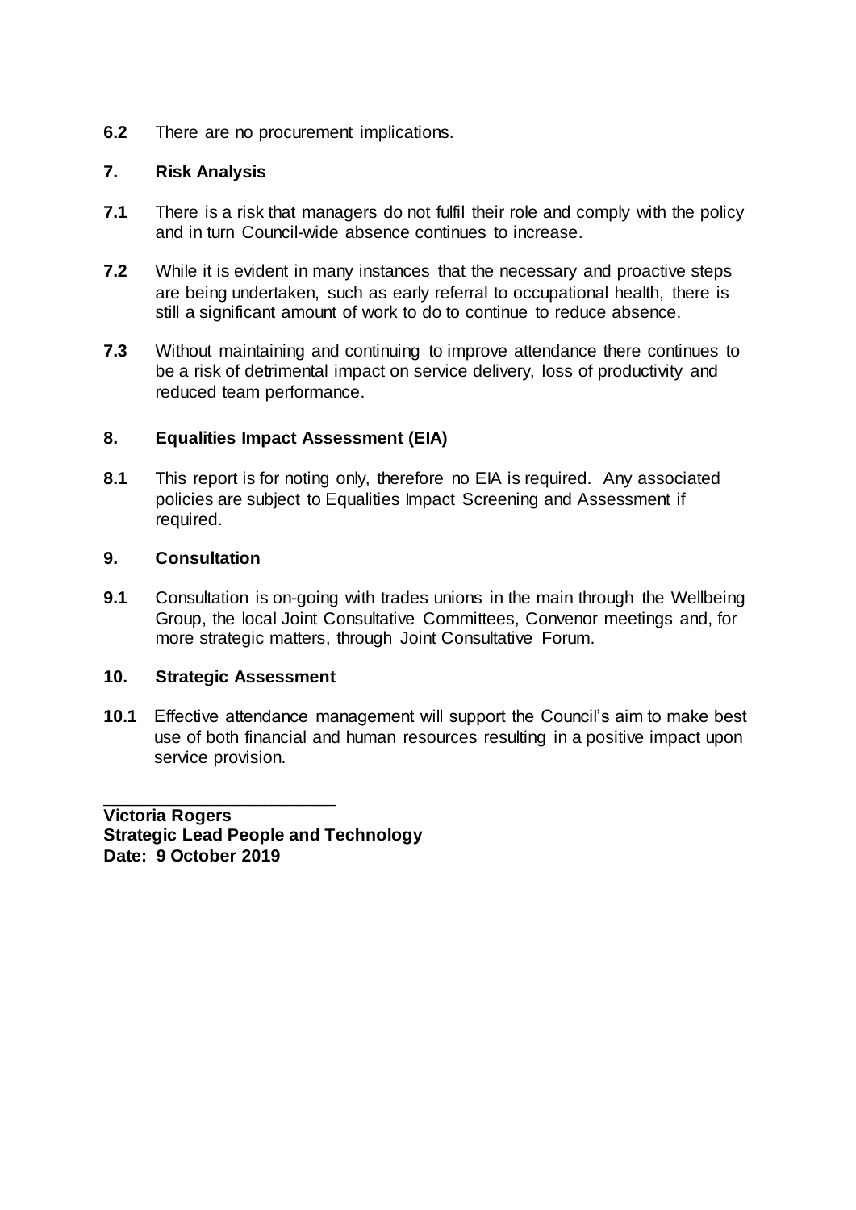**6.2** There are no procurement implications.

## 7. Risk Analysis

**7.1** There is a risk that managers do not fulfil their role and comply with the policy and in turn Council-wide absence continues to increase.

**7.2** While it is evident in many instances that the necessary and proactive steps are being undertaken, such as early referral to occupational health, there is still a significant amount of work to do to continue to reduce absence.

**7.3** Without maintaining and continuing to improve attendance there continues to be a risk of detrimental impact on service delivery, loss of productivity and reduced team performance.

## 8. Equalities Impact Assessment (EIA)

**8.1** This report is for noting only, therefore no EIA is required. Any associated policies are subject to Equalities Impact Screening and Assessment if required.

## 9. Consultation

**9.1** Consultation is on-going with trades unions in the main through the Wellbeing Group, the local Joint Consultative Committees, Convenor meetings and, for more strategic matters, through Joint Consultative Forum.

## 10. Strategic Assessment

**10.1** Effective attendance management will support the Council's aim to make best use of both financial and human resources resulting in a positive impact upon service provision.

________________________

**Victoria Rogers**
**Strategic Lead People and Technology**
**Date: 9 October 2019**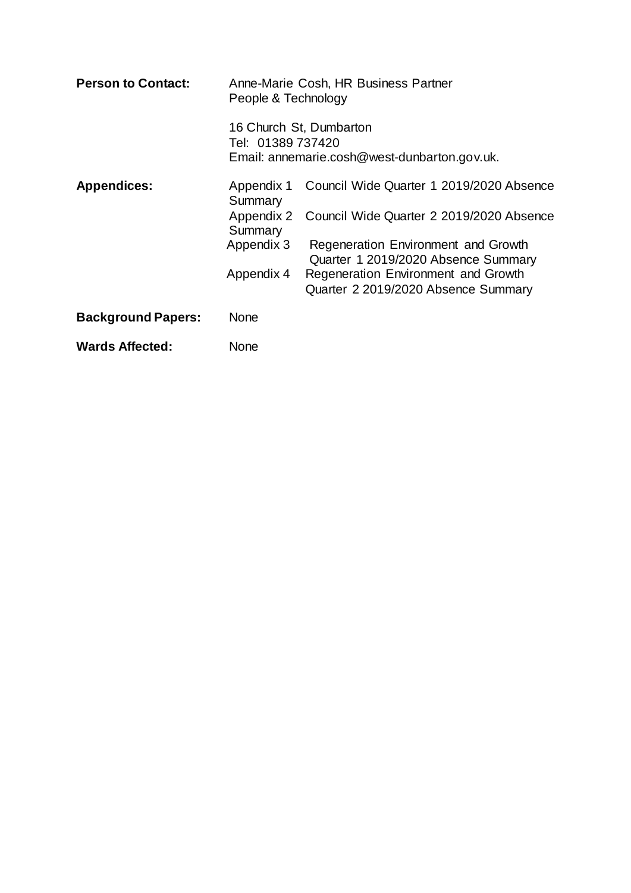**Person to Contact:** Anne-Marie Cosh, HR Business Partner
People & Technology

16 Church St, Dumbarton
Tel: 01389 737420
Email: annemarie.cosh@west-dunbarton.gov.uk.

**Appendices:**

| | |
|---|---|
| Appendix 1 | Council Wide Quarter 1 2019/2020 Absence Summary |
| Appendix 2 | Council Wide Quarter 2 2019/2020 Absence Summary |
| Appendix 3 | Regeneration Environment and Growth Quarter 1 2019/2020 Absence Summary |
| Appendix 4 | Regeneration Environment and Growth Quarter 2 2019/2020 Absence Summary |

**Background Papers:** None

**Wards Affected:** None